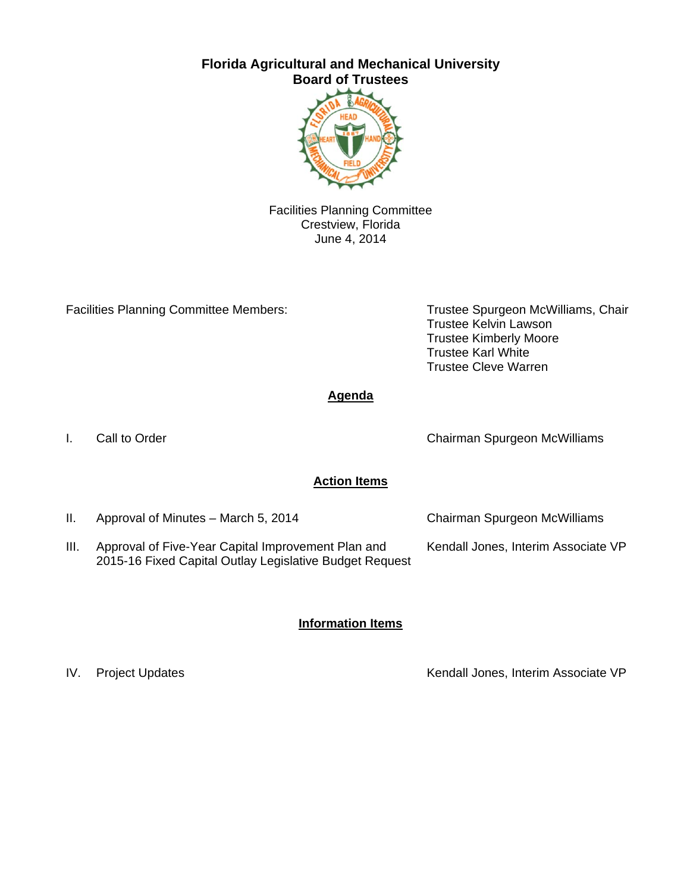# Florida Agricultural and Mechanical University
## Board of Trustees

Facilities Planning Committee
Crestview, Florida
June 4, 2014

Facilities Planning Committee Members:

- Trustee Spurgeon McWilliams, Chair
- Trustee Kelvin Lawson
- Trustee Kimberly Moore
- Trustee Karl White
- Trustee Cleve Warren

## Agenda

I. Call to Order — Chairman Spurgeon McWilliams

### Action Items

II. Approval of Minutes – March 5, 2014 — Chairman Spurgeon McWilliams

III. Approval of Five-Year Capital Improvement Plan and 2015-16 Fixed Capital Outlay Legislative Budget Request — Kendall Jones, Interim Associate VP

### Information Items

IV. Project Updates — Kendall Jones, Interim Associate VP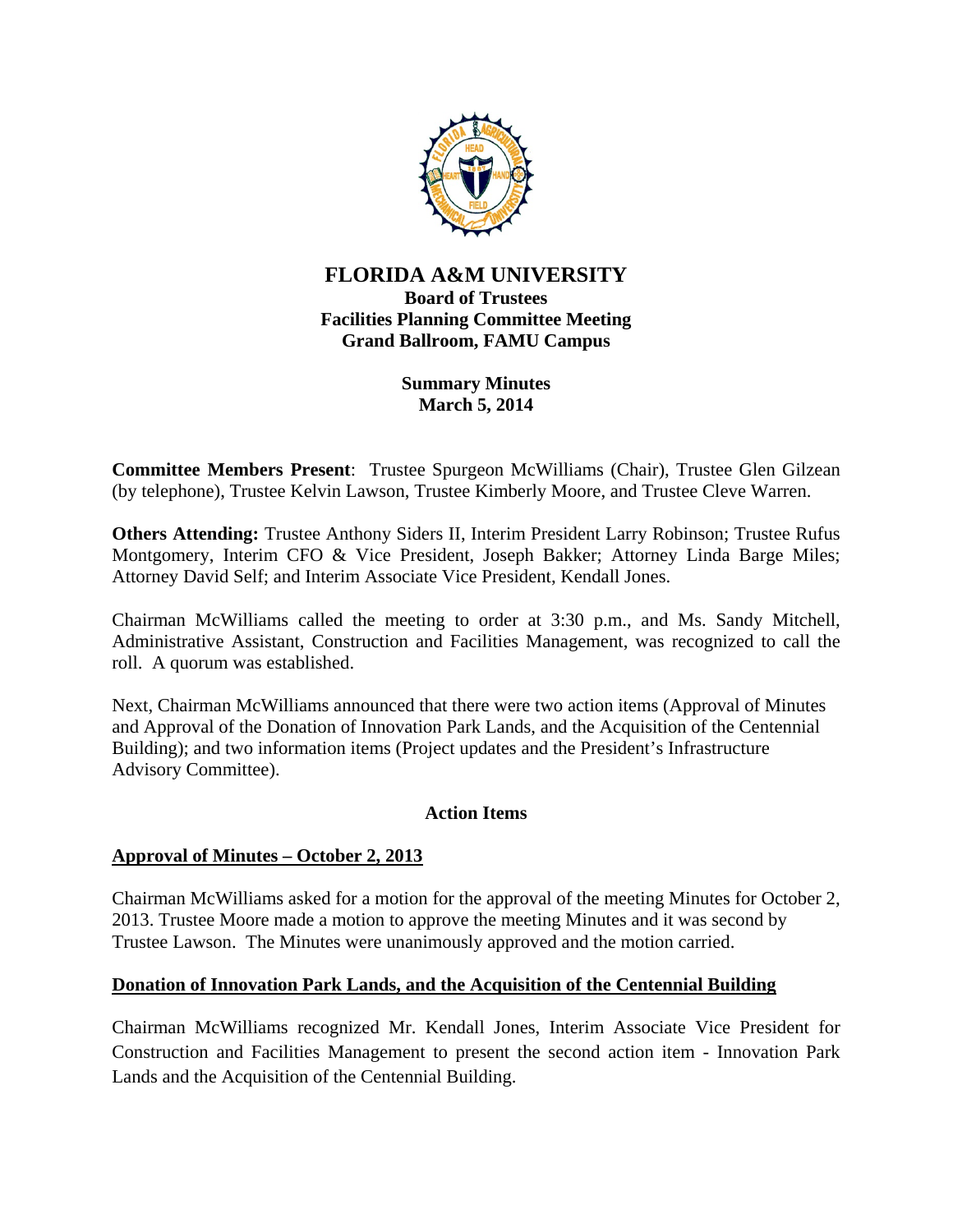# FLORIDA A&M UNIVERSITY

## Board of Trustees
## Facilities Planning Committee Meeting
## Grand Ballroom, FAMU Campus

### Summary Minutes
### March 5, 2014

**Committee Members Present**: Trustee Spurgeon McWilliams (Chair), Trustee Glen Gilzean (by telephone), Trustee Kelvin Lawson, Trustee Kimberly Moore, and Trustee Cleve Warren.

**Others Attending:** Trustee Anthony Siders II, Interim President Larry Robinson; Trustee Rufus Montgomery, Interim CFO & Vice President, Joseph Bakker; Attorney Linda Barge Miles; Attorney David Self; and Interim Associate Vice President, Kendall Jones.

Chairman McWilliams called the meeting to order at 3:30 p.m., and Ms. Sandy Mitchell, Administrative Assistant, Construction and Facilities Management, was recognized to call the roll. A quorum was established.

Next, Chairman McWilliams announced that there were two action items (Approval of Minutes and Approval of the Donation of Innovation Park Lands, and the Acquisition of the Centennial Building); and two information items (Project updates and the President's Infrastructure Advisory Committee).

### Action Items

**Approval of Minutes – October 2, 2013**

Chairman McWilliams asked for a motion for the approval of the meeting Minutes for October 2, 2013. Trustee Moore made a motion to approve the meeting Minutes and it was second by Trustee Lawson. The Minutes were unanimously approved and the motion carried.

**Donation of Innovation Park Lands, and the Acquisition of the Centennial Building**

Chairman McWilliams recognized Mr. Kendall Jones, Interim Associate Vice President for Construction and Facilities Management to present the second action item - Innovation Park Lands and the Acquisition of the Centennial Building.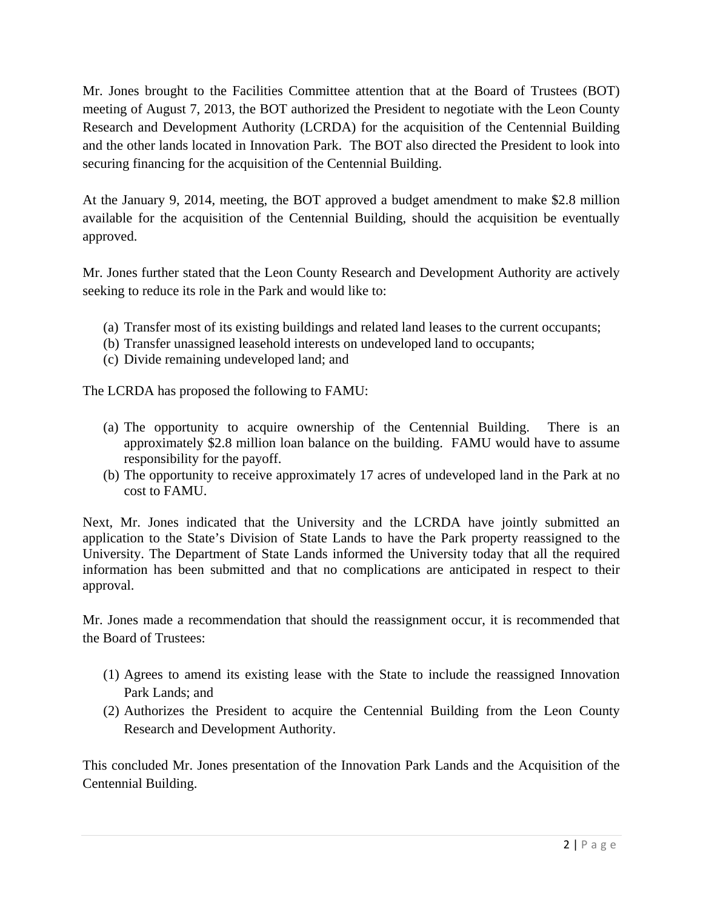Mr. Jones brought to the Facilities Committee attention that at the Board of Trustees (BOT) meeting of August 7, 2013, the BOT authorized the President to negotiate with the Leon County Research and Development Authority (LCRDA) for the acquisition of the Centennial Building and the other lands located in Innovation Park. The BOT also directed the President to look into securing financing for the acquisition of the Centennial Building.

At the January 9, 2014, meeting, the BOT approved a budget amendment to make $2.8 million available for the acquisition of the Centennial Building, should the acquisition be eventually approved.

Mr. Jones further stated that the Leon County Research and Development Authority are actively seeking to reduce its role in the Park and would like to:

(a) Transfer most of its existing buildings and related land leases to the current occupants;
(b) Transfer unassigned leasehold interests on undeveloped land to occupants;
(c) Divide remaining undeveloped land; and

The LCRDA has proposed the following to FAMU:

(a) The opportunity to acquire ownership of the Centennial Building. There is an approximately $2.8 million loan balance on the building. FAMU would have to assume responsibility for the payoff.
(b) The opportunity to receive approximately 17 acres of undeveloped land in the Park at no cost to FAMU.

Next, Mr. Jones indicated that the University and the LCRDA have jointly submitted an application to the State's Division of State Lands to have the Park property reassigned to the University. The Department of State Lands informed the University today that all the required information has been submitted and that no complications are anticipated in respect to their approval.

Mr. Jones made a recommendation that should the reassignment occur, it is recommended that the Board of Trustees:

(1) Agrees to amend its existing lease with the State to include the reassigned Innovation Park Lands; and
(2) Authorizes the President to acquire the Centennial Building from the Leon County Research and Development Authority.

This concluded Mr. Jones presentation of the Innovation Park Lands and the Acquisition of the Centennial Building.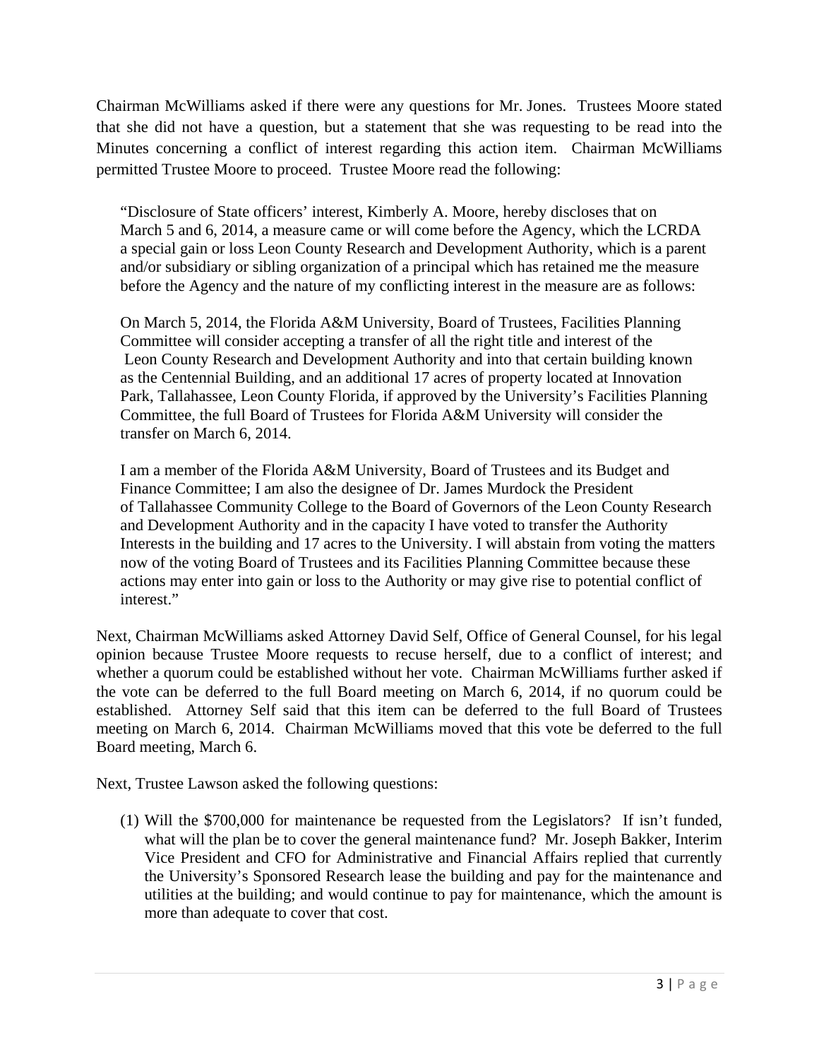Chairman McWilliams asked if there were any questions for Mr. Jones. Trustees Moore stated that she did not have a question, but a statement that she was requesting to be read into the Minutes concerning a conflict of interest regarding this action item. Chairman McWilliams permitted Trustee Moore to proceed. Trustee Moore read the following:

> "Disclosure of State officers' interest, Kimberly A. Moore, hereby discloses that on March 5 and 6, 2014, a measure came or will come before the Agency, which the LCRDA a special gain or loss Leon County Research and Development Authority, which is a parent and/or subsidiary or sibling organization of a principal which has retained me the measure before the Agency and the nature of my conflicting interest in the measure are as follows:
>
> On March 5, 2014, the Florida A&M University, Board of Trustees, Facilities Planning Committee will consider accepting a transfer of all the right title and interest of the Leon County Research and Development Authority and into that certain building known as the Centennial Building, and an additional 17 acres of property located at Innovation Park, Tallahassee, Leon County Florida, if approved by the University's Facilities Planning Committee, the full Board of Trustees for Florida A&M University will consider the transfer on March 6, 2014.
>
> I am a member of the Florida A&M University, Board of Trustees and its Budget and Finance Committee; I am also the designee of Dr. James Murdock the President of Tallahassee Community College to the Board of Governors of the Leon County Research and Development Authority and in the capacity I have voted to transfer the Authority Interests in the building and 17 acres to the University. I will abstain from voting the matters now of the voting Board of Trustees and its Facilities Planning Committee because these actions may enter into gain or loss to the Authority or may give rise to potential conflict of interest."

Next, Chairman McWilliams asked Attorney David Self, Office of General Counsel, for his legal opinion because Trustee Moore requests to recuse herself, due to a conflict of interest; and whether a quorum could be established without her vote. Chairman McWilliams further asked if the vote can be deferred to the full Board meeting on March 6, 2014, if no quorum could be established. Attorney Self said that this item can be deferred to the full Board of Trustees meeting on March 6, 2014. Chairman McWilliams moved that this vote be deferred to the full Board meeting, March 6.

Next, Trustee Lawson asked the following questions:

(1) Will the $700,000 for maintenance be requested from the Legislators? If isn't funded, what will the plan be to cover the general maintenance fund? Mr. Joseph Bakker, Interim Vice President and CFO for Administrative and Financial Affairs replied that currently the University's Sponsored Research lease the building and pay for the maintenance and utilities at the building; and would continue to pay for maintenance, which the amount is more than adequate to cover that cost.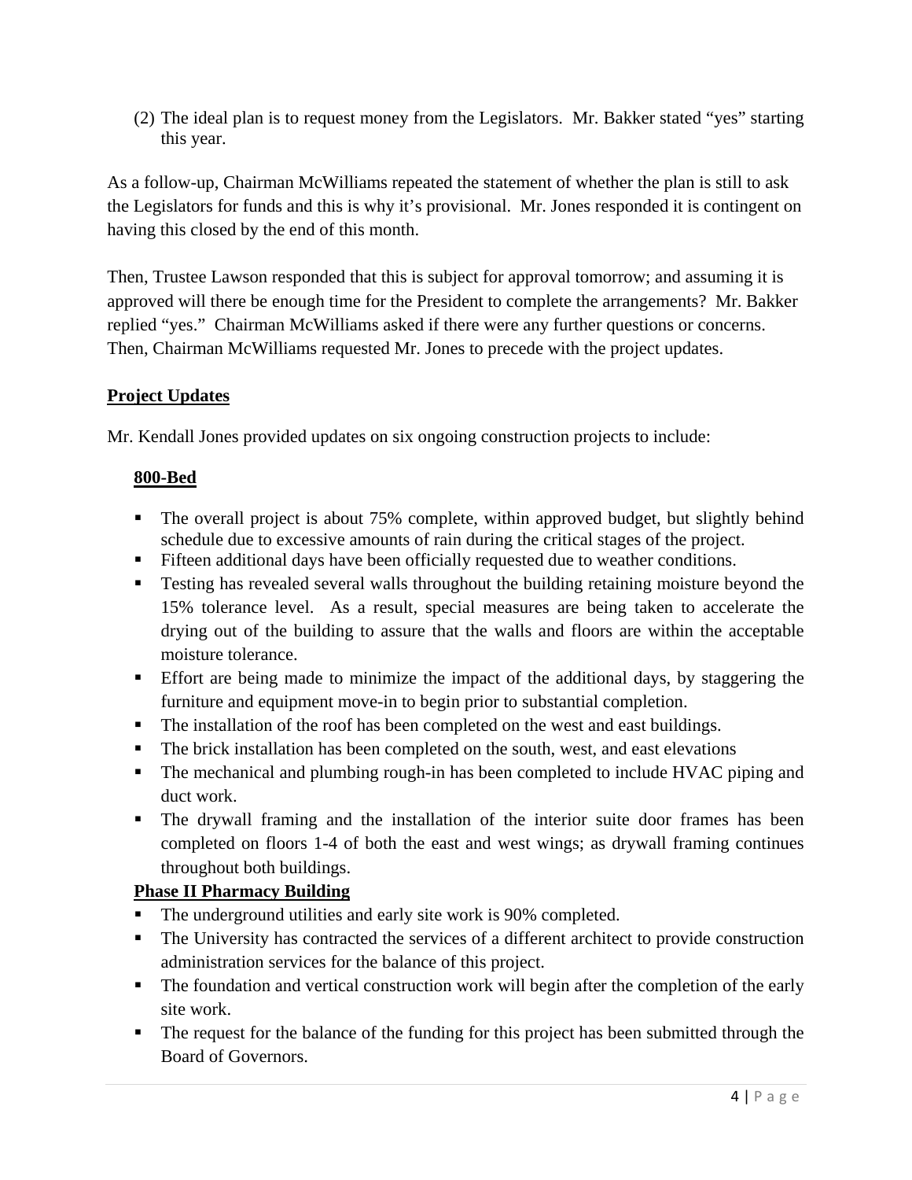(2) The ideal plan is to request money from the Legislators. Mr. Bakker stated "yes" starting this year.

As a follow-up, Chairman McWilliams repeated the statement of whether the plan is still to ask the Legislators for funds and this is why it's provisional. Mr. Jones responded it is contingent on having this closed by the end of this month.

Then, Trustee Lawson responded that this is subject for approval tomorrow; and assuming it is approved will there be enough time for the President to complete the arrangements? Mr. Bakker replied "yes." Chairman McWilliams asked if there were any further questions or concerns. Then, Chairman McWilliams requested Mr. Jones to precede with the project updates.

**Project Updates**

Mr. Kendall Jones provided updates on six ongoing construction projects to include:

**800-Bed**

- The overall project is about 75% complete, within approved budget, but slightly behind schedule due to excessive amounts of rain during the critical stages of the project.
- Fifteen additional days have been officially requested due to weather conditions.
- Testing has revealed several walls throughout the building retaining moisture beyond the 15% tolerance level. As a result, special measures are being taken to accelerate the drying out of the building to assure that the walls and floors are within the acceptable moisture tolerance.
- Effort are being made to minimize the impact of the additional days, by staggering the furniture and equipment move-in to begin prior to substantial completion.
- The installation of the roof has been completed on the west and east buildings.
- The brick installation has been completed on the south, west, and east elevations
- The mechanical and plumbing rough-in has been completed to include HVAC piping and duct work.
- The drywall framing and the installation of the interior suite door frames has been completed on floors 1-4 of both the east and west wings; as drywall framing continues throughout both buildings.

**Phase II Pharmacy Building**

- The underground utilities and early site work is 90% completed.
- The University has contracted the services of a different architect to provide construction administration services for the balance of this project.
- The foundation and vertical construction work will begin after the completion of the early site work.
- The request for the balance of the funding for this project has been submitted through the Board of Governors.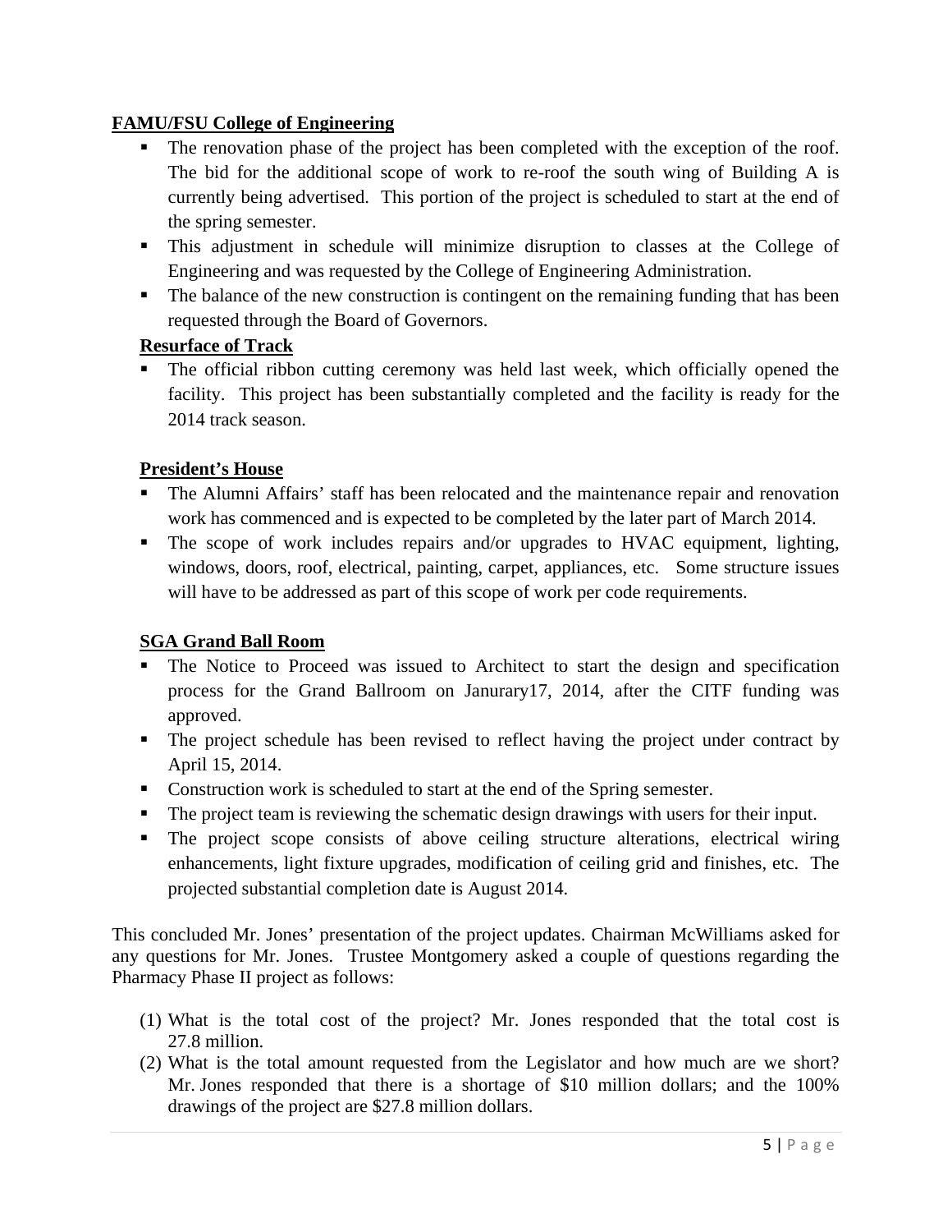**FAMU/FSU College of Engineering**

- The renovation phase of the project has been completed with the exception of the roof. The bid for the additional scope of work to re-roof the south wing of Building A is currently being advertised. This portion of the project is scheduled to start at the end of the spring semester.
- This adjustment in schedule will minimize disruption to classes at the College of Engineering and was requested by the College of Engineering Administration.
- The balance of the new construction is contingent on the remaining funding that has been requested through the Board of Governors.

**Resurface of Track**

- The official ribbon cutting ceremony was held last week, which officially opened the facility. This project has been substantially completed and the facility is ready for the 2014 track season.

**President's House**

- The Alumni Affairs' staff has been relocated and the maintenance repair and renovation work has commenced and is expected to be completed by the later part of March 2014.
- The scope of work includes repairs and/or upgrades to HVAC equipment, lighting, windows, doors, roof, electrical, painting, carpet, appliances, etc. Some structure issues will have to be addressed as part of this scope of work per code requirements.

**SGA Grand Ball Room**

- The Notice to Proceed was issued to Architect to start the design and specification process for the Grand Ballroom on Janurary17, 2014, after the CITF funding was approved.
- The project schedule has been revised to reflect having the project under contract by April 15, 2014.
- Construction work is scheduled to start at the end of the Spring semester.
- The project team is reviewing the schematic design drawings with users for their input.
- The project scope consists of above ceiling structure alterations, electrical wiring enhancements, light fixture upgrades, modification of ceiling grid and finishes, etc. The projected substantial completion date is August 2014.

This concluded Mr. Jones' presentation of the project updates. Chairman McWilliams asked for any questions for Mr. Jones. Trustee Montgomery asked a couple of questions regarding the Pharmacy Phase II project as follows:

(1) What is the total cost of the project? Mr. Jones responded that the total cost is 27.8 million.
(2) What is the total amount requested from the Legislator and how much are we short? Mr. Jones responded that there is a shortage of $10 million dollars; and the 100% drawings of the project are $27.8 million dollars.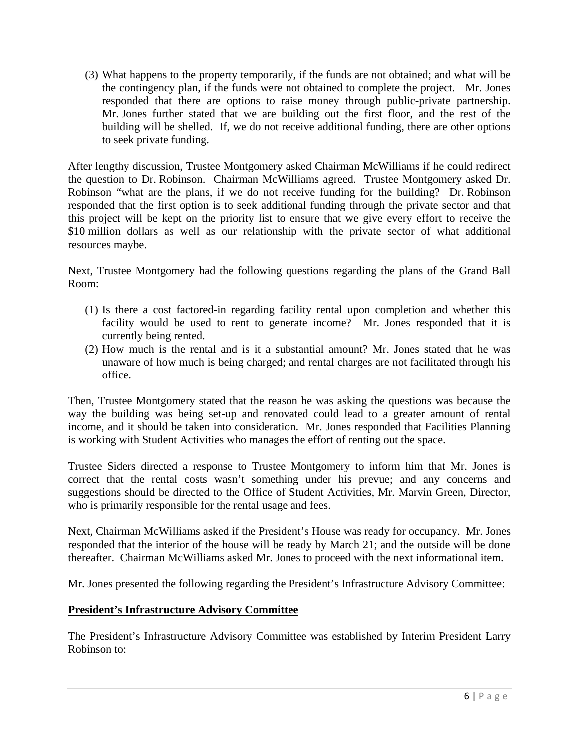(3) What happens to the property temporarily, if the funds are not obtained; and what will be the contingency plan, if the funds were not obtained to complete the project. Mr. Jones responded that there are options to raise money through public-private partnership. Mr. Jones further stated that we are building out the first floor, and the rest of the building will be shelled. If, we do not receive additional funding, there are other options to seek private funding.

After lengthy discussion, Trustee Montgomery asked Chairman McWilliams if he could redirect the question to Dr. Robinson. Chairman McWilliams agreed. Trustee Montgomery asked Dr. Robinson "what are the plans, if we do not receive funding for the building? Dr. Robinson responded that the first option is to seek additional funding through the private sector and that this project will be kept on the priority list to ensure that we give every effort to receive the $10 million dollars as well as our relationship with the private sector of what additional resources maybe.

Next, Trustee Montgomery had the following questions regarding the plans of the Grand Ball Room:

(1) Is there a cost factored-in regarding facility rental upon completion and whether this facility would be used to rent to generate income? Mr. Jones responded that it is currently being rented.
(2) How much is the rental and is it a substantial amount? Mr. Jones stated that he was unaware of how much is being charged; and rental charges are not facilitated through his office.

Then, Trustee Montgomery stated that the reason he was asking the questions was because the way the building was being set-up and renovated could lead to a greater amount of rental income, and it should be taken into consideration. Mr. Jones responded that Facilities Planning is working with Student Activities who manages the effort of renting out the space.

Trustee Siders directed a response to Trustee Montgomery to inform him that Mr. Jones is correct that the rental costs wasn't something under his prevue; and any concerns and suggestions should be directed to the Office of Student Activities, Mr. Marvin Green, Director, who is primarily responsible for the rental usage and fees.

Next, Chairman McWilliams asked if the President's House was ready for occupancy. Mr. Jones responded that the interior of the house will be ready by March 21; and the outside will be done thereafter. Chairman McWilliams asked Mr. Jones to proceed with the next informational item.

Mr. Jones presented the following regarding the President's Infrastructure Advisory Committee:

**President's Infrastructure Advisory Committee**

The President's Infrastructure Advisory Committee was established by Interim President Larry Robinson to: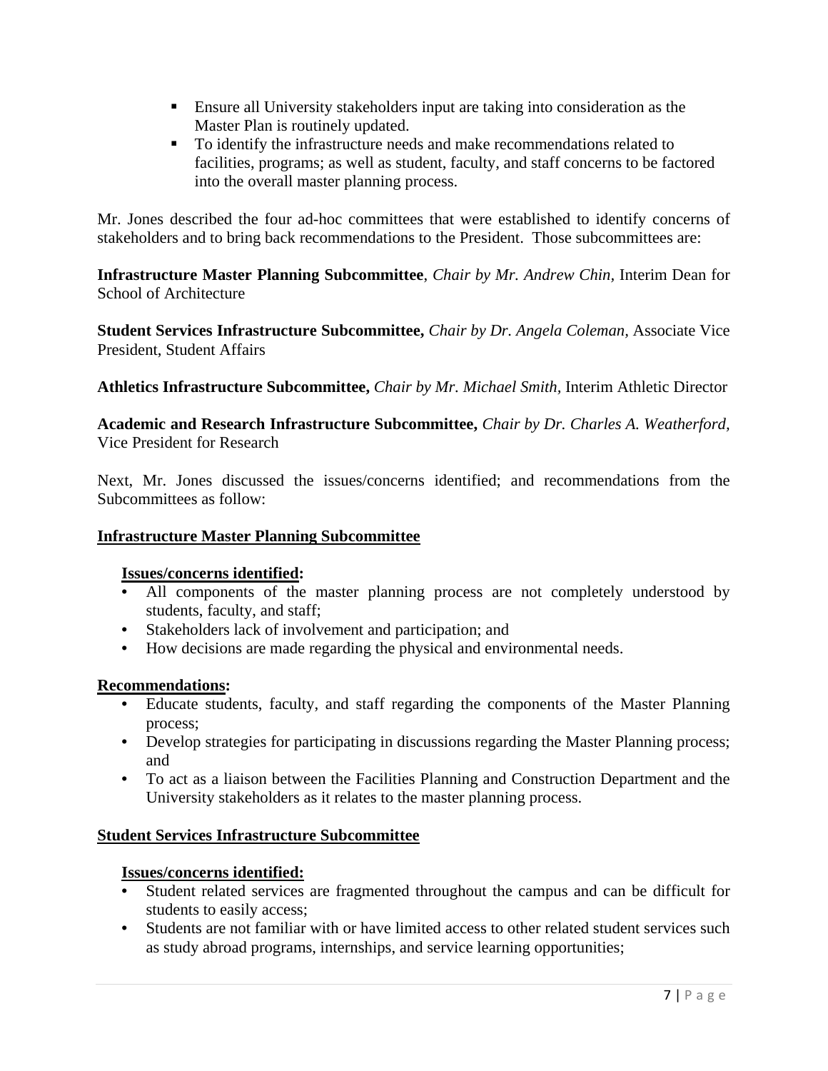- Ensure all University stakeholders input are taking into consideration as the Master Plan is routinely updated.
- To identify the infrastructure needs and make recommendations related to facilities, programs; as well as student, faculty, and staff concerns to be factored into the overall master planning process.

Mr. Jones described the four ad-hoc committees that were established to identify concerns of stakeholders and to bring back recommendations to the President. Those subcommittees are:

**Infrastructure Master Planning Subcommittee**, *Chair by Mr. Andrew Chin*, Interim Dean for School of Architecture

**Student Services Infrastructure Subcommittee,** *Chair by Dr. Angela Coleman*, Associate Vice President, Student Affairs

**Athletics Infrastructure Subcommittee,** *Chair by Mr. Michael Smith*, Interim Athletic Director

**Academic and Research Infrastructure Subcommittee,** *Chair by Dr. Charles A. Weatherford*, Vice President for Research

Next, Mr. Jones discussed the issues/concerns identified; and recommendations from the Subcommittees as follow:

**Infrastructure Master Planning Subcommittee**

**Issues/concerns identified:**

- All components of the master planning process are not completely understood by students, faculty, and staff;
- Stakeholders lack of involvement and participation; and
- How decisions are made regarding the physical and environmental needs.

**Recommendations:**

- Educate students, faculty, and staff regarding the components of the Master Planning process;
- Develop strategies for participating in discussions regarding the Master Planning process; and
- To act as a liaison between the Facilities Planning and Construction Department and the University stakeholders as it relates to the master planning process.

**Student Services Infrastructure Subcommittee**

**Issues/concerns identified:**

- Student related services are fragmented throughout the campus and can be difficult for students to easily access;
- Students are not familiar with or have limited access to other related student services such as study abroad programs, internships, and service learning opportunities;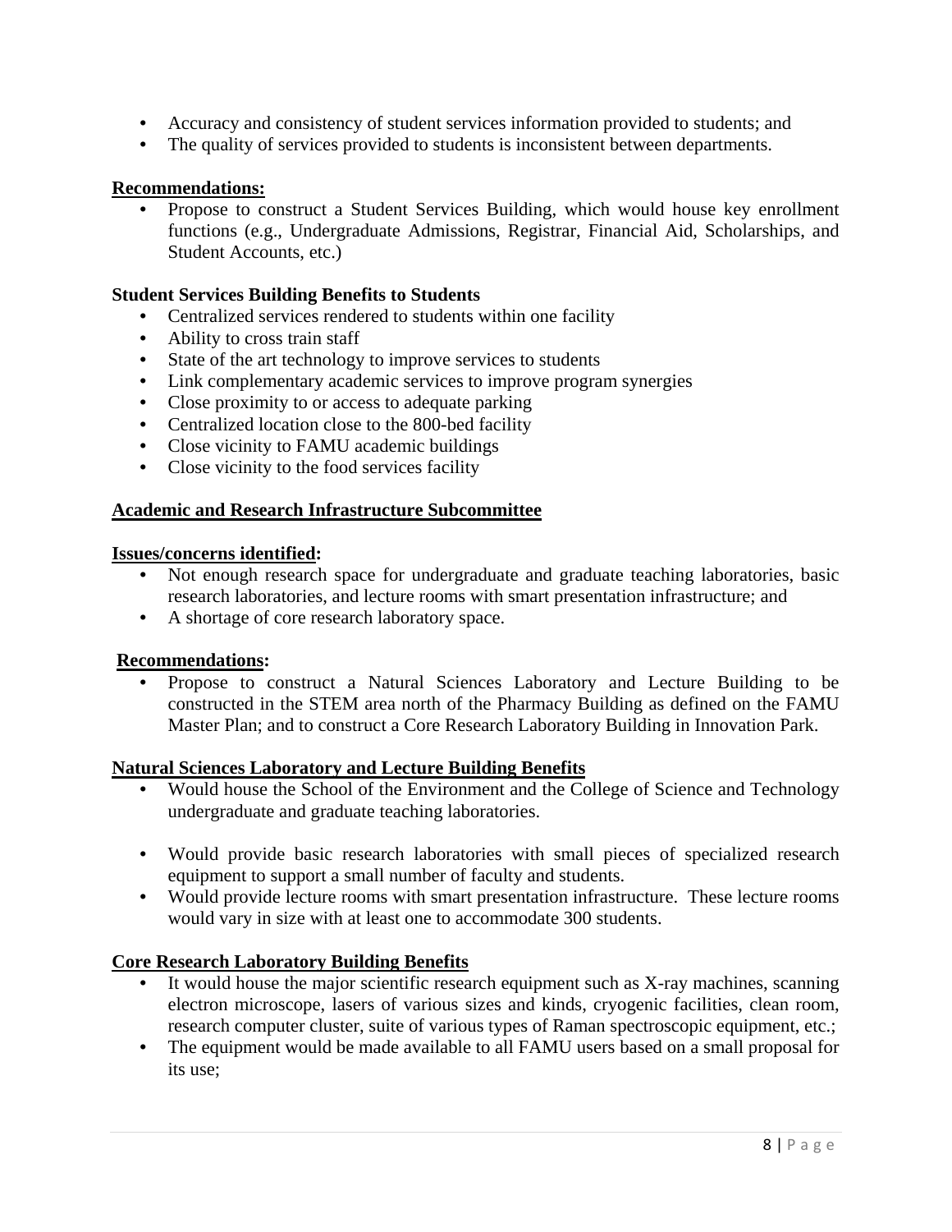- Accuracy and consistency of student services information provided to students; and
- The quality of services provided to students is inconsistent between departments.

**Recommendations:**

- Propose to construct a Student Services Building, which would house key enrollment functions (e.g., Undergraduate Admissions, Registrar, Financial Aid, Scholarships, and Student Accounts, etc.)

**Student Services Building Benefits to Students**

- Centralized services rendered to students within one facility
- Ability to cross train staff
- State of the art technology to improve services to students
- Link complementary academic services to improve program synergies
- Close proximity to or access to adequate parking
- Centralized location close to the 800-bed facility
- Close vicinity to FAMU academic buildings
- Close vicinity to the food services facility

**Academic and Research Infrastructure Subcommittee**

**Issues/concerns identified:**

- Not enough research space for undergraduate and graduate teaching laboratories, basic research laboratories, and lecture rooms with smart presentation infrastructure; and
- A shortage of core research laboratory space.

**Recommendations:**

- Propose to construct a Natural Sciences Laboratory and Lecture Building to be constructed in the STEM area north of the Pharmacy Building as defined on the FAMU Master Plan; and to construct a Core Research Laboratory Building in Innovation Park.

**Natural Sciences Laboratory and Lecture Building Benefits**

- Would house the School of the Environment and the College of Science and Technology undergraduate and graduate teaching laboratories.
- Would provide basic research laboratories with small pieces of specialized research equipment to support a small number of faculty and students.
- Would provide lecture rooms with smart presentation infrastructure. These lecture rooms would vary in size with at least one to accommodate 300 students.

**Core Research Laboratory Building Benefits**

- It would house the major scientific research equipment such as X-ray machines, scanning electron microscope, lasers of various sizes and kinds, cryogenic facilities, clean room, research computer cluster, suite of various types of Raman spectroscopic equipment, etc.;
- The equipment would be made available to all FAMU users based on a small proposal for its use;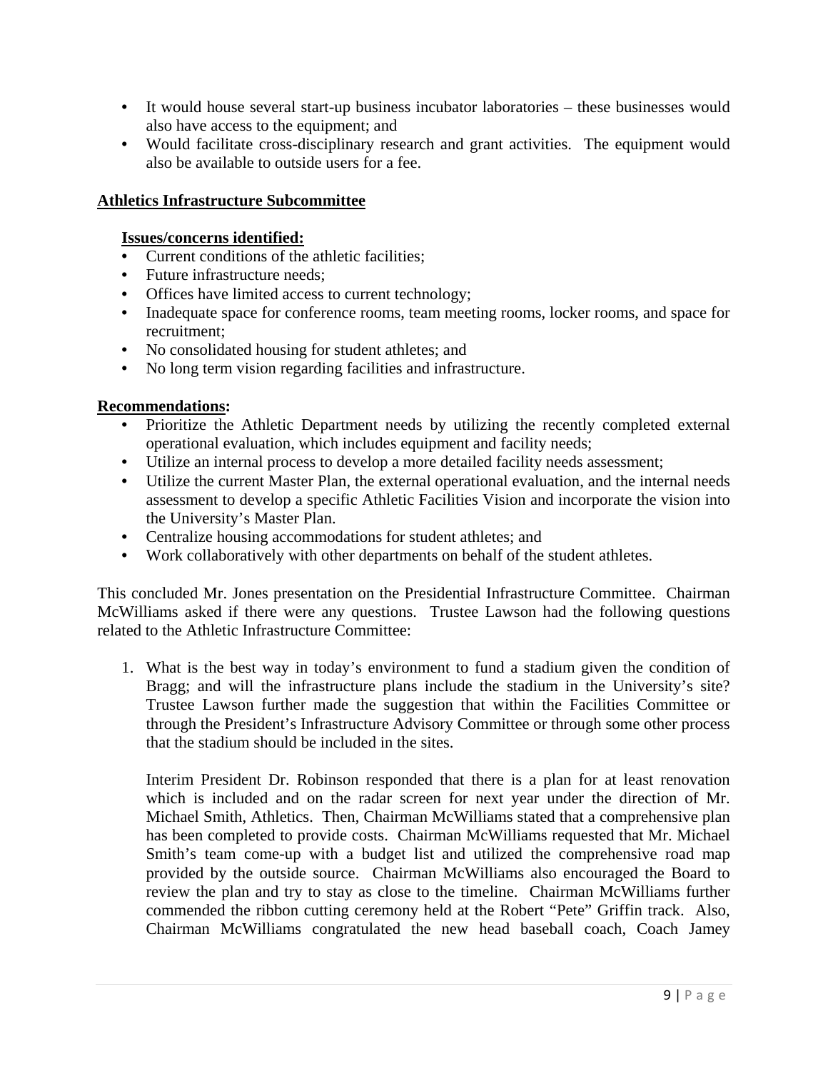- It would house several start-up business incubator laboratories – these businesses would also have access to the equipment; and
- Would facilitate cross-disciplinary research and grant activities. The equipment would also be available to outside users for a fee.

**Athletics Infrastructure Subcommittee**

**Issues/concerns identified:**

- Current conditions of the athletic facilities;
- Future infrastructure needs;
- Offices have limited access to current technology;
- Inadequate space for conference rooms, team meeting rooms, locker rooms, and space for recruitment;
- No consolidated housing for student athletes; and
- No long term vision regarding facilities and infrastructure.

**Recommendations:**

- Prioritize the Athletic Department needs by utilizing the recently completed external operational evaluation, which includes equipment and facility needs;
- Utilize an internal process to develop a more detailed facility needs assessment;
- Utilize the current Master Plan, the external operational evaluation, and the internal needs assessment to develop a specific Athletic Facilities Vision and incorporate the vision into the University's Master Plan.
- Centralize housing accommodations for student athletes; and
- Work collaboratively with other departments on behalf of the student athletes.

This concluded Mr. Jones presentation on the Presidential Infrastructure Committee. Chairman McWilliams asked if there were any questions. Trustee Lawson had the following questions related to the Athletic Infrastructure Committee:

1. What is the best way in today's environment to fund a stadium given the condition of Bragg; and will the infrastructure plans include the stadium in the University's site? Trustee Lawson further made the suggestion that within the Facilities Committee or through the President's Infrastructure Advisory Committee or through some other process that the stadium should be included in the sites.

   Interim President Dr. Robinson responded that there is a plan for at least renovation which is included and on the radar screen for next year under the direction of Mr. Michael Smith, Athletics. Then, Chairman McWilliams stated that a comprehensive plan has been completed to provide costs. Chairman McWilliams requested that Mr. Michael Smith's team come-up with a budget list and utilized the comprehensive road map provided by the outside source. Chairman McWilliams also encouraged the Board to review the plan and try to stay as close to the timeline. Chairman McWilliams further commended the ribbon cutting ceremony held at the Robert "Pete" Griffin track. Also, Chairman McWilliams congratulated the new head baseball coach, Coach Jamey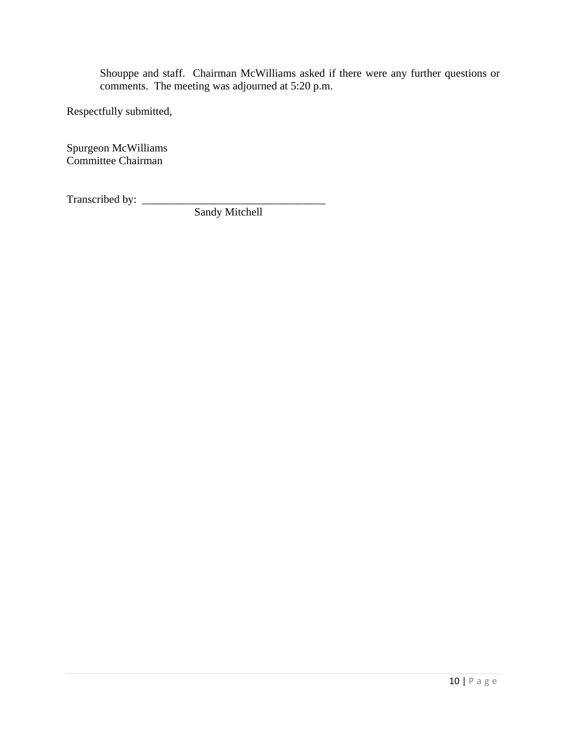Shouppe and staff. Chairman McWilliams asked if there were any further questions or comments. The meeting was adjourned at 5:20 p.m.

Respectfully submitted,

Spurgeon McWilliams
Committee Chairman

Transcribed by: ________________________________
Sandy Mitchell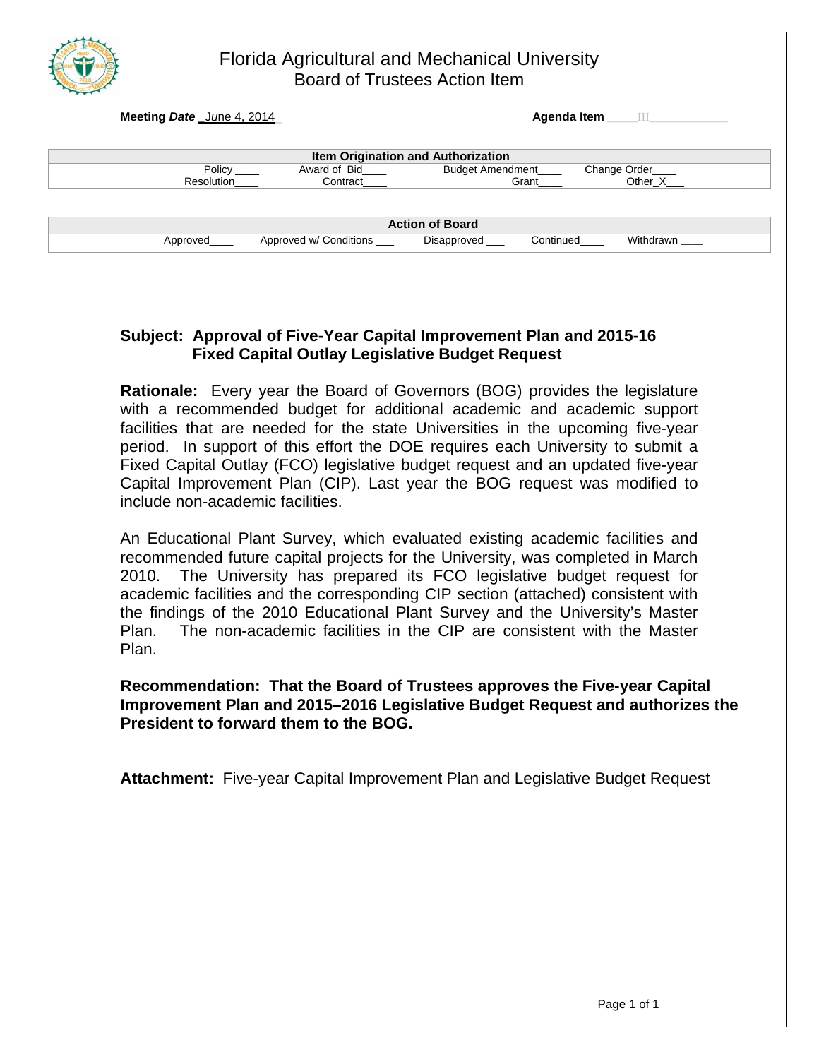# Florida Agricultural and Mechanical University
## Board of Trustees Action Item

**Meeting *Date*** _June 4, 2014_ **Agenda Item** ____III____________

| Item Origination and Authorization | | | |
|---|---|---|---|
| Policy ____ | Award of Bid____ | Budget Amendment____ | Change Order____ |
| Resolution____ | Contract____ | Grant____ | Other_X___ |

| Action of Board | | | | |
|---|---|---|---|---|
| Approved____ | Approved w/ Conditions ___ | Disapproved ___ | Continued____ | Withdrawn ____ |

**Subject: Approval of Five-Year Capital Improvement Plan and 2015-16 Fixed Capital Outlay Legislative Budget Request**

**Rationale:** Every year the Board of Governors (BOG) provides the legislature with a recommended budget for additional academic and academic support facilities that are needed for the state Universities in the upcoming five-year period. In support of this effort the DOE requires each University to submit a Fixed Capital Outlay (FCO) legislative budget request and an updated five-year Capital Improvement Plan (CIP). Last year the BOG request was modified to include non-academic facilities.

An Educational Plant Survey, which evaluated existing academic facilities and recommended future capital projects for the University, was completed in March 2010. The University has prepared its FCO legislative budget request for academic facilities and the corresponding CIP section (attached) consistent with the findings of the 2010 Educational Plant Survey and the University's Master Plan. The non-academic facilities in the CIP are consistent with the Master Plan.

**Recommendation: That the Board of Trustees approves the Five-year Capital Improvement Plan and 2015–2016 Legislative Budget Request and authorizes the President to forward them to the BOG.**

**Attachment:** Five-year Capital Improvement Plan and Legislative Budget Request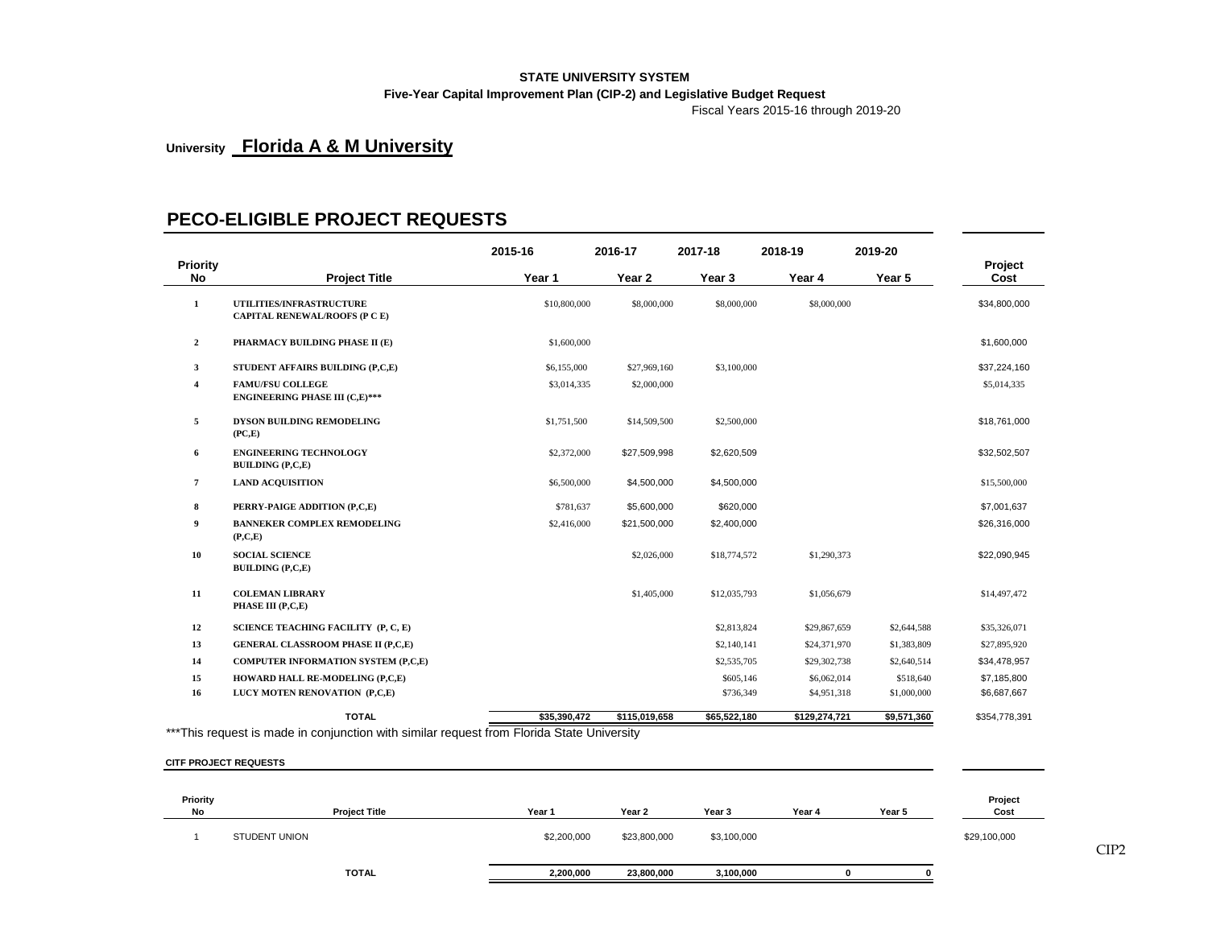**STATE UNIVERSITY SYSTEM**
**Five-Year Capital Improvement Plan (CIP-2) and Legislative Budget Request**
Fiscal Years 2015-16 through 2019-20

**University Florida A & M University**

## PECO-ELIGIBLE PROJECT REQUESTS

| Priority No | Project Title | 2015-16 Year 1 | 2016-17 Year 2 | 2017-18 Year 3 | 2018-19 Year 4 | 2019-20 Year 5 | Project Cost |
|---|---|---|---|---|---|---|---|
| 1 | UTILITIES/INFRASTRUCTURE CAPITAL RENEWAL/ROOFS (P C E) | $10,800,000 | $8,000,000 | $8,000,000 | $8,000,000 | | $34,800,000 |
| 2 | PHARMACY BUILDING PHASE II (E) | $1,600,000 | | | | | $1,600,000 |
| 3 | STUDENT AFFAIRS BUILDING (P,C,E) | $6,155,000 | $27,969,160 | $3,100,000 | | | $37,224,160 |
| 4 | FAMU/FSU COLLEGE ENGINEERING PHASE III (C,E)*** | $3,014,335 | $2,000,000 | | | | $5,014,335 |
| 5 | DYSON BUILDING REMODELING (PC,E) | $1,751,500 | $14,509,500 | $2,500,000 | | | $18,761,000 |
| 6 | ENGINEERING TECHNOLOGY BUILDING (P,C,E) | $2,372,000 | $27,509,998 | $2,620,509 | | | $32,502,507 |
| 7 | LAND ACQUISITION | $6,500,000 | $4,500,000 | $4,500,000 | | | $15,500,000 |
| 8 | PERRY-PAIGE ADDITION (P,C,E) | $781,637 | $5,600,000 | $620,000 | | | $7,001,637 |
| 9 | BANNEKER COMPLEX REMODELING (P,C,E) | $2,416,000 | $21,500,000 | $2,400,000 | | | $26,316,000 |
| 10 | SOCIAL SCIENCE BUILDING (P,C,E) | | $2,026,000 | $18,774,572 | $1,290,373 | | $22,090,945 |
| 11 | COLEMAN LIBRARY PHASE III (P,C,E) | | $1,405,000 | $12,035,793 | $1,056,679 | | $14,497,472 |
| 12 | SCIENCE TEACHING FACILITY (P, C, E) | | | $2,813,824 | $29,867,659 | $2,644,588 | $35,326,071 |
| 13 | GENERAL CLASSROOM PHASE II (P,C,E) | | | $2,140,141 | $24,371,970 | $1,383,809 | $27,895,920 |
| 14 | COMPUTER INFORMATION SYSTEM (P,C,E) | | | $2,535,705 | $29,302,738 | $2,640,514 | $34,478,957 |
| 15 | HOWARD HALL RE-MODELING (P,C,E) | | | $605,146 | $6,062,014 | $518,640 | $7,185,800 |
| 16 | LUCY MOTEN RENOVATION (P,C,E) | | | $736,349 | $4,951,318 | $1,000,000 | $6,687,667 |
| | **TOTAL** | **$35,390,472** | **$115,019,658** | **$65,522,180** | **$129,274,721** | **$9,571,360** | $354,778,391 |

***This request is made in conjunction with similar request from Florida State University

**CITF PROJECT REQUESTS**

| Priority No | Project Title | Year 1 | Year 2 | Year 3 | Year 4 | Year 5 | Project Cost |
|---|---|---|---|---|---|---|---|
| 1 | STUDENT UNION | $2,200,000 | $23,800,000 | $3,100,000 | | | $29,100,000 |
| | **TOTAL** | **2,200,000** | **23,800,000** | **3,100,000** | **0** | **0** | |

CIP2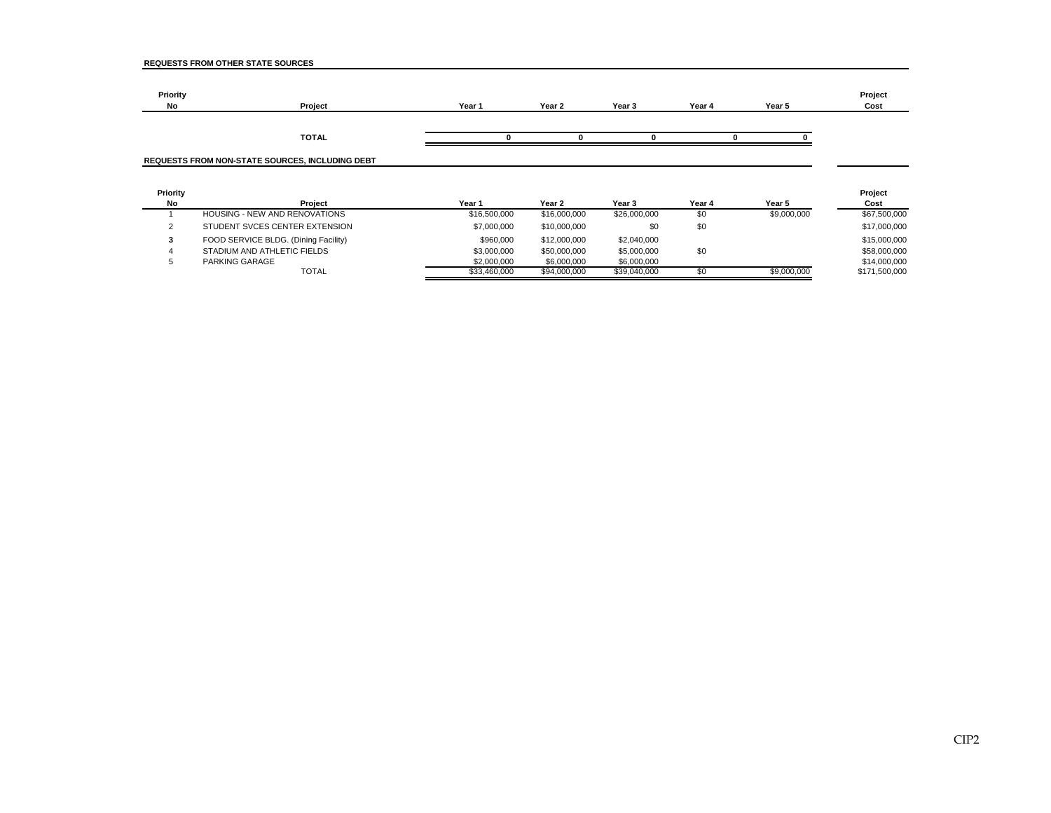**REQUESTS FROM OTHER STATE SOURCES**

| Priority No | Project | Year 1 | Year 2 | Year 3 | Year 4 | Year 5 | Project Cost |
|---|---|---|---|---|---|---|---|
| | **TOTAL** | **0** | **0** | **0** | **0** | **0** | |

**REQUESTS FROM NON-STATE SOURCES, INCLUDING DEBT**

| Priority No | Project | Year 1 | Year 2 | Year 3 | Year 4 | Year 5 | Project Cost |
|---|---|---|---|---|---|---|---|
| 1 | HOUSING - NEW AND RENOVATIONS | $16,500,000 | $16,000,000 | $26,000,000 | $0 | $9,000,000 | $67,500,000 |
| 2 | STUDENT SVCES CENTER EXTENSION | $7,000,000 | $10,000,000 | $0 | $0 | | $17,000,000 |
| **3** | FOOD SERVICE BLDG. (Dining Facility) | $960,000 | $12,000,000 | $2,040,000 | | | $15,000,000 |
| 4 | STADIUM AND ATHLETIC FIELDS | $3,000,000 | $50,000,000 | $5,000,000 | $0 | | $58,000,000 |
| 5 | PARKING GARAGE | $2,000,000 | $6,000,000 | $6,000,000 | | | $14,000,000 |
| | TOTAL | $33,460,000 | $94,000,000 | $39,040,000 | $0 | $9,000,000 | $171,500,000 |

CIP2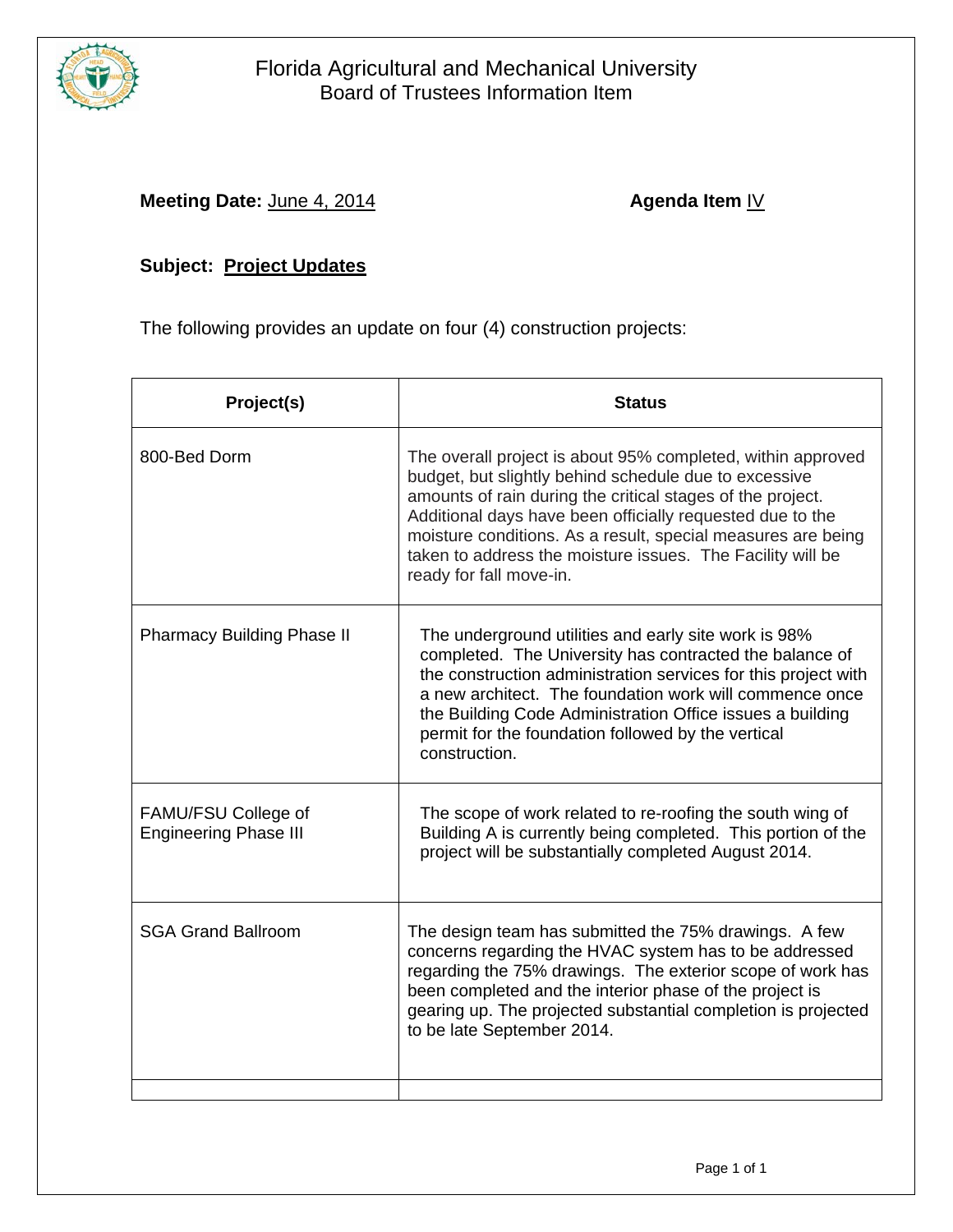# Florida Agricultural and Mechanical University
## Board of Trustees Information Item

**Meeting Date:** June 4, 2014 **Agenda Item** IV

**Subject: Project Updates**

The following provides an update on four (4) construction projects:

| Project(s) | Status |
|---|---|
| 800-Bed Dorm | The overall project is about 95% completed, within approved budget, but slightly behind schedule due to excessive amounts of rain during the critical stages of the project. Additional days have been officially requested due to the moisture conditions. As a result, special measures are being taken to address the moisture issues. The Facility will be ready for fall move-in. |
| Pharmacy Building Phase II | The underground utilities and early site work is 98% completed. The University has contracted the balance of the construction administration services for this project with a new architect. The foundation work will commence once the Building Code Administration Office issues a building permit for the foundation followed by the vertical construction. |
| FAMU/FSU College of Engineering Phase III | The scope of work related to re-roofing the south wing of Building A is currently being completed. This portion of the project will be substantially completed August 2014. |
| SGA Grand Ballroom | The design team has submitted the 75% drawings. A few concerns regarding the HVAC system has to be addressed regarding the 75% drawings. The exterior scope of work has been completed and the interior phase of the project is gearing up. The projected substantial completion is projected to be late September 2014. |
| | |